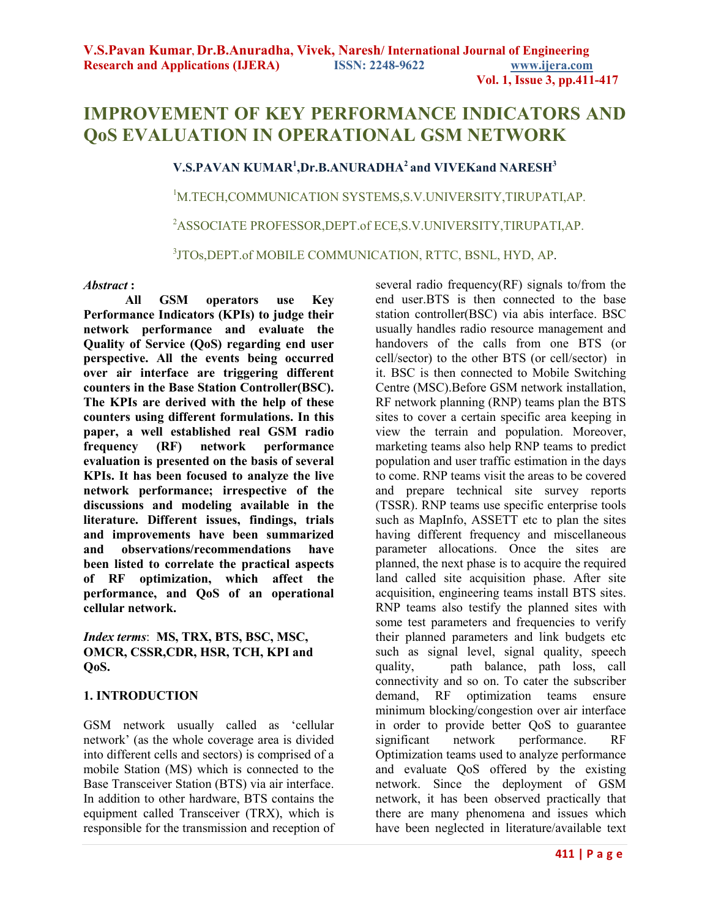# IMPROVEMENT OF KEY PERFORMANCE INDICATORS AND QoS EVALUATION IN OPERATIONAL GSM NETWORK

**V.S.PAVAN KUMAR[1],Dr.B.ANURADHA[2] and VIVEKand NARESH[3]**

[1]M.TECH,COMMUNICATION SYSTEMS,S.V.UNIVERSITY,TIRUPATI,AP.

[2]ASSOCIATE PROFESSOR,DEPT.of ECE,S.V.UNIVERSITY,TIRUPATI,AP.

[3]JTOs,DEPT.of MOBILE COMMUNICATION, RTTC, BSNL, HYD, AP.

***Abstract* :**

**All GSM operators use Key Performance Indicators (KPIs) to judge their network performance and evaluate the Quality of Service (QoS) regarding end user perspective. All the events being occurred over air interface are triggering different counters in the Base Station Controller(BSC). The KPIs are derived with the help of these counters using different formulations. In this paper, a well established real GSM radio frequency (RF) network performance evaluation is presented on the basis of several KPIs. It has been focused to analyze the live network performance; irrespective of the discussions and modeling available in the literature. Different issues, findings, trials and improvements have been summarized and observations/recommendations have been listed to correlate the practical aspects of RF optimization, which affect the performance, and QoS of an operational cellular network.**

*Index terms*: **MS, TRX, BTS, BSC, MSC, OMCR, CSSR,CDR, HSR, TCH, KPI and QoS.**

## 1. INTRODUCTION

GSM network usually called as 'cellular network' (as the whole coverage area is divided into different cells and sectors) is comprised of a mobile Station (MS) which is connected to the Base Transceiver Station (BTS) via air interface. In addition to other hardware, BTS contains the equipment called Transceiver (TRX), which is responsible for the transmission and reception of several radio frequency(RF) signals to/from the end user.BTS is then connected to the base station controller(BSC) via abis interface. BSC usually handles radio resource management and handovers of the calls from one BTS (or cell/sector) to the other BTS (or cell/sector) in it. BSC is then connected to Mobile Switching Centre (MSC).Before GSM network installation, RF network planning (RNP) teams plan the BTS sites to cover a certain specific area keeping in view the terrain and population. Moreover, marketing teams also help RNP teams to predict population and user traffic estimation in the days to come. RNP teams visit the areas to be covered and prepare technical site survey reports (TSSR). RNP teams use specific enterprise tools such as MapInfo, ASSETT etc to plan the sites having different frequency and miscellaneous parameter allocations. Once the sites are planned, the next phase is to acquire the required land called site acquisition phase. After site acquisition, engineering teams install BTS sites. RNP teams also testify the planned sites with some test parameters and frequencies to verify their planned parameters and link budgets etc such as signal level, signal quality, speech quality, path balance, path loss, call connectivity and so on. To cater the subscriber demand, RF optimization teams ensure minimum blocking/congestion over air interface in order to provide better QoS to guarantee significant network performance. RF Optimization teams used to analyze performance and evaluate QoS offered by the existing network. Since the deployment of GSM network, it has been observed practically that there are many phenomena and issues which have been neglected in literature/available text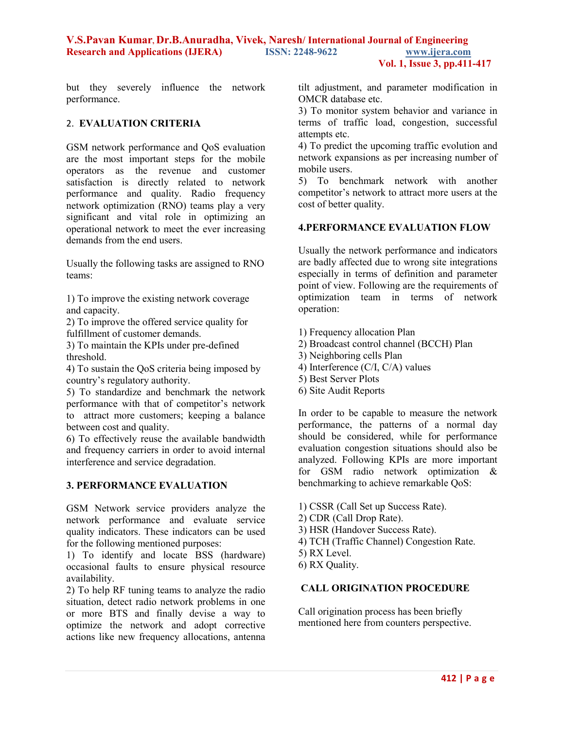but they severely influence the network performance.

## 2. EVALUATION CRITERIA

GSM network performance and QoS evaluation are the most important steps for the mobile operators as the revenue and customer satisfaction is directly related to network performance and quality. Radio frequency network optimization (RNO) teams play a very significant and vital role in optimizing an operational network to meet the ever increasing demands from the end users.

Usually the following tasks are assigned to RNO teams:

1) To improve the existing network coverage and capacity.
2) To improve the offered service quality for fulfillment of customer demands.
3) To maintain the KPIs under pre-defined threshold.
4) To sustain the QoS criteria being imposed by country's regulatory authority.
5) To standardize and benchmark the network performance with that of competitor's network to attract more customers; keeping a balance between cost and quality.
6) To effectively reuse the available bandwidth and frequency carriers in order to avoid internal interference and service degradation.

## 3. PERFORMANCE EVALUATION

GSM Network service providers analyze the network performance and evaluate service quality indicators. These indicators can be used for the following mentioned purposes:
1) To identify and locate BSS (hardware) occasional faults to ensure physical resource availability.
2) To help RF tuning teams to analyze the radio situation, detect radio network problems in one or more BTS and finally devise a way to optimize the network and adopt corrective actions like new frequency allocations, antenna tilt adjustment, and parameter modification in OMCR database etc.
3) To monitor system behavior and variance in terms of traffic load, congestion, successful attempts etc.
4) To predict the upcoming traffic evolution and network expansions as per increasing number of mobile users.
5) To benchmark network with another competitor's network to attract more users at the cost of better quality.

## 4.PERFORMANCE EVALUATION FLOW

Usually the network performance and indicators are badly affected due to wrong site integrations especially in terms of definition and parameter point of view. Following are the requirements of optimization team in terms of network operation:

1) Frequency allocation Plan
2) Broadcast control channel (BCCH) Plan
3) Neighboring cells Plan
4) Interference (C/I, C/A) values
5) Best Server Plots
6) Site Audit Reports

In order to be capable to measure the network performance, the patterns of a normal day should be considered, while for performance evaluation congestion situations should also be analyzed. Following KPIs are more important for GSM radio network optimization & benchmarking to achieve remarkable QoS:

1) CSSR (Call Set up Success Rate).
2) CDR (Call Drop Rate).
3) HSR (Handover Success Rate).
4) TCH (Traffic Channel) Congestion Rate.
5) RX Level.
6) RX Quality.

## CALL ORIGINATION PROCEDURE

Call origination process has been briefly mentioned here from counters perspective.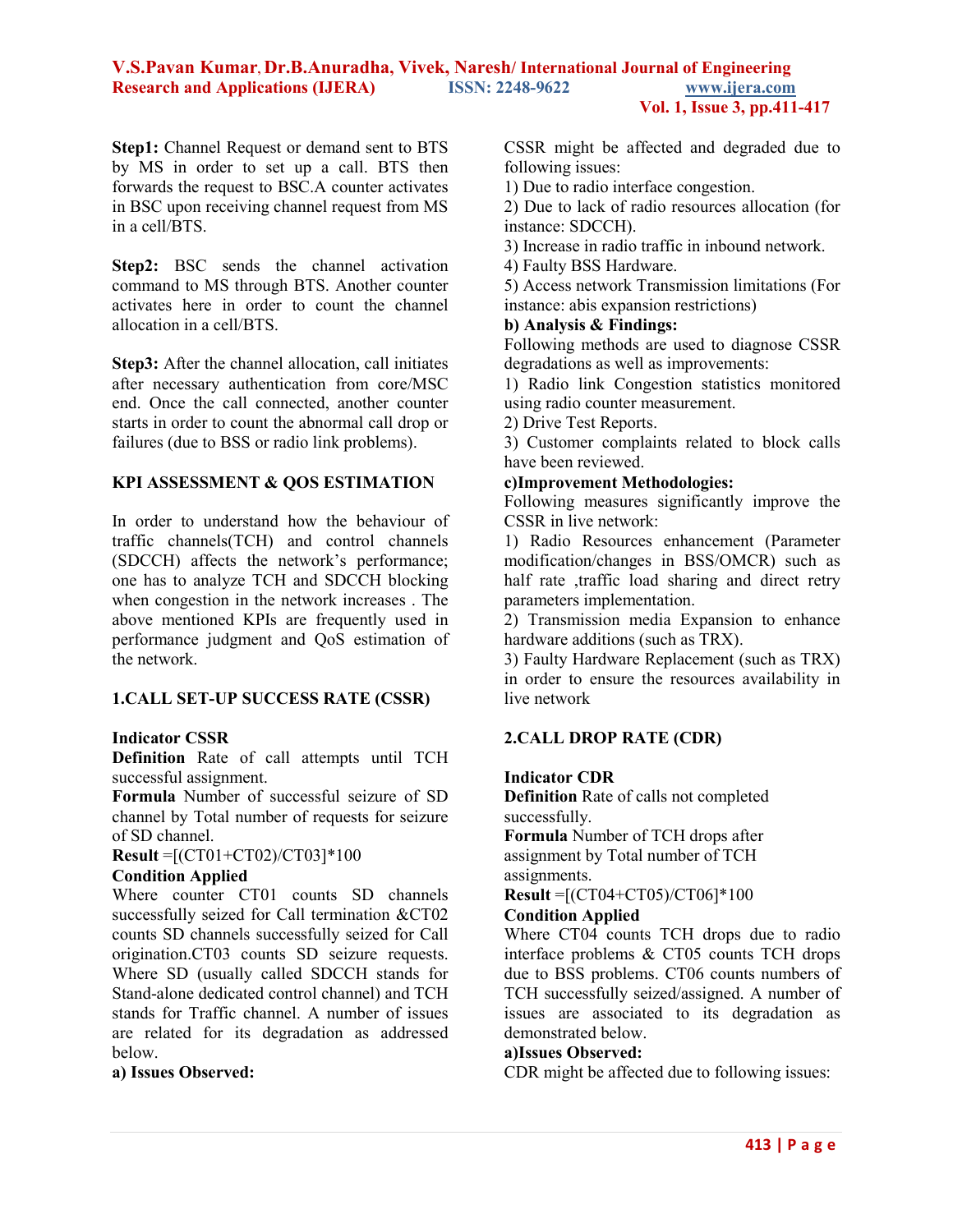**Step1:** Channel Request or demand sent to BTS by MS in order to set up a call. BTS then forwards the request to BSC.A counter activates in BSC upon receiving channel request from MS in a cell/BTS.

**Step2:** BSC sends the channel activation command to MS through BTS. Another counter activates here in order to count the channel allocation in a cell/BTS.

**Step3:** After the channel allocation, call initiates after necessary authentication from core/MSC end. Once the call connected, another counter starts in order to count the abnormal call drop or failures (due to BSS or radio link problems).

## KPI ASSESSMENT & QOS ESTIMATION

In order to understand how the behaviour of traffic channels(TCH) and control channels (SDCCH) affects the network's performance; one has to analyze TCH and SDCCH blocking when congestion in the network increases . The above mentioned KPIs are frequently used in performance judgment and QoS estimation of the network.

### 1.CALL SET-UP SUCCESS RATE (CSSR)

**Indicator CSSR**

**Definition** Rate of call attempts until TCH successful assignment.

**Formula** Number of successful seizure of SD channel by Total number of requests for seizure of SD channel.

**Result** =[(CT01+CT02)/CT03]*100

**Condition Applied**

Where counter CT01 counts SD channels successfully seized for Call termination &CT02 counts SD channels successfully seized for Call origination.CT03 counts SD seizure requests. Where SD (usually called SDCCH stands for Stand-alone dedicated control channel) and TCH stands for Traffic channel. A number of issues are related for its degradation as addressed below.

**a) Issues Observed:**

CSSR might be affected and degraded due to following issues:

1) Due to radio interface congestion.
2) Due to lack of radio resources allocation (for instance: SDCCH).
3) Increase in radio traffic in inbound network.
4) Faulty BSS Hardware.
5) Access network Transmission limitations (For instance: abis expansion restrictions)

**b) Analysis & Findings:**

Following methods are used to diagnose CSSR degradations as well as improvements:

1) Radio link Congestion statistics monitored using radio counter measurement.
2) Drive Test Reports.
3) Customer complaints related to block calls have been reviewed.

**c)Improvement Methodologies:**

Following measures significantly improve the CSSR in live network:

1) Radio Resources enhancement (Parameter modification/changes in BSS/OMCR) such as half rate ,traffic load sharing and direct retry parameters implementation.
2) Transmission media Expansion to enhance hardware additions (such as TRX).
3) Faulty Hardware Replacement (such as TRX) in order to ensure the resources availability in live network

### 2.CALL DROP RATE (CDR)

**Indicator CDR**

**Definition** Rate of calls not completed successfully.

**Formula** Number of TCH drops after assignment by Total number of TCH assignments.

**Result** =[(CT04+CT05)/CT06]*100

**Condition Applied**

Where CT04 counts TCH drops due to radio interface problems & CT05 counts TCH drops due to BSS problems. CT06 counts numbers of TCH successfully seized/assigned. A number of issues are associated to its degradation as demonstrated below.

**a)Issues Observed:**

CDR might be affected due to following issues: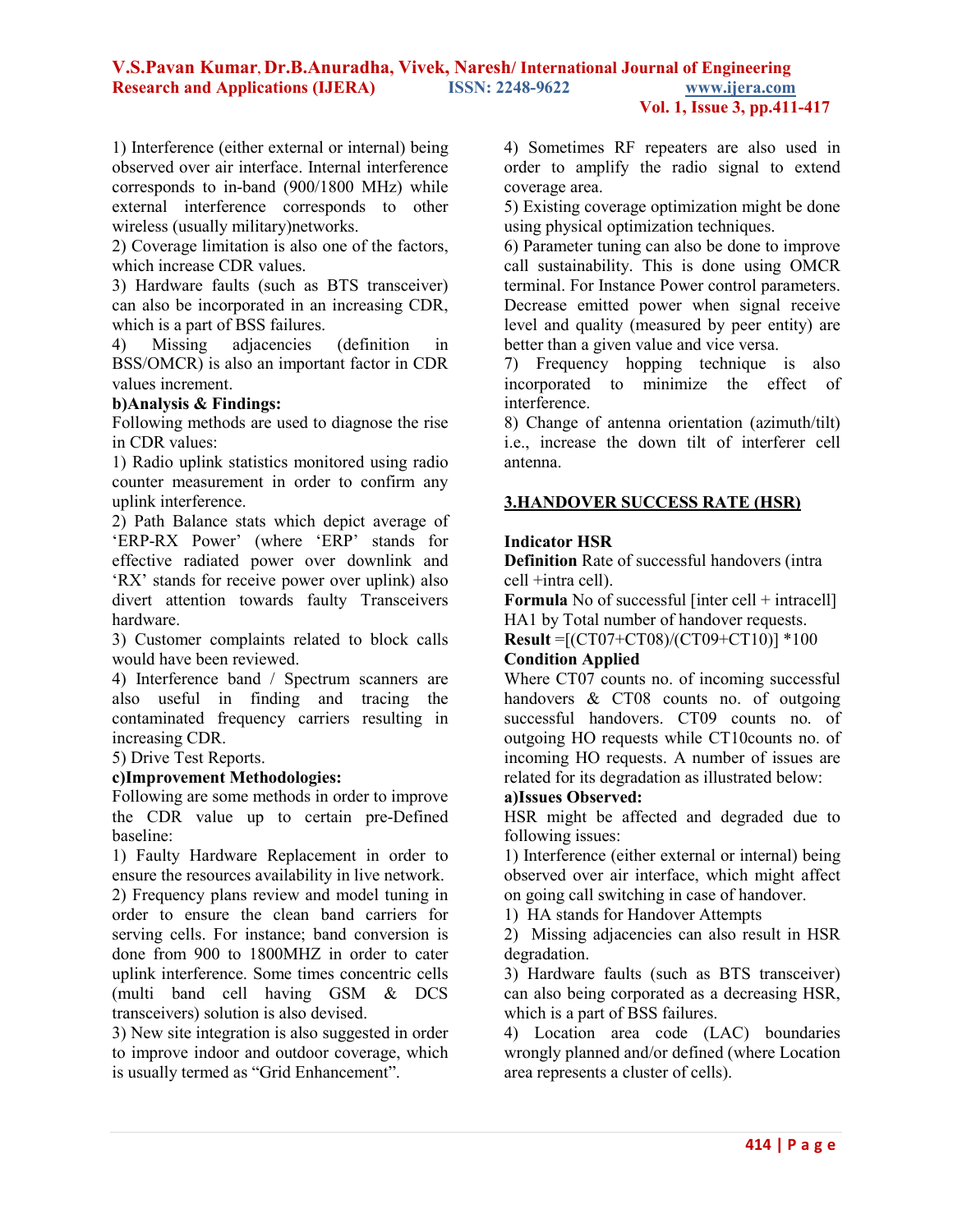1) Interference (either external or internal) being observed over air interface. Internal interference corresponds to in-band (900/1800 MHz) while external interference corresponds to other wireless (usually military)networks.

2) Coverage limitation is also one of the factors, which increase CDR values.

3) Hardware faults (such as BTS transceiver) can also be incorporated in an increasing CDR, which is a part of BSS failures.

4) Missing adjacencies (definition in BSS/OMCR) is also an important factor in CDR values increment.

**b)Analysis & Findings:**

Following methods are used to diagnose the rise in CDR values:

1) Radio uplink statistics monitored using radio counter measurement in order to confirm any uplink interference.

2) Path Balance stats which depict average of 'ERP-RX Power' (where 'ERP' stands for effective radiated power over downlink and 'RX' stands for receive power over uplink) also divert attention towards faulty Transceivers hardware.

3) Customer complaints related to block calls would have been reviewed.

4) Interference band / Spectrum scanners are also useful in finding and tracing the contaminated frequency carriers resulting in increasing CDR.

5) Drive Test Reports.

**c)Improvement Methodologies:**

Following are some methods in order to improve the CDR value up to certain pre-Defined baseline:

1) Faulty Hardware Replacement in order to ensure the resources availability in live network.

2) Frequency plans review and model tuning in order to ensure the clean band carriers for serving cells. For instance; band conversion is done from 900 to 1800MHZ in order to cater uplink interference. Some times concentric cells (multi band cell having GSM & DCS transceivers) solution is also devised.

3) New site integration is also suggested in order to improve indoor and outdoor coverage, which is usually termed as "Grid Enhancement".

4) Sometimes RF repeaters are also used in order to amplify the radio signal to extend coverage area.

5) Existing coverage optimization might be done using physical optimization techniques.

6) Parameter tuning can also be done to improve call sustainability. This is done using OMCR terminal. For Instance Power control parameters. Decrease emitted power when signal receive level and quality (measured by peer entity) are better than a given value and vice versa.

7) Frequency hopping technique is also incorporated to minimize the effect of interference.

8) Change of antenna orientation (azimuth/tilt) i.e., increase the down tilt of interferer cell antenna.

## 3.HANDOVER SUCCESS RATE (HSR)

**Indicator HSR**

**Definition** Rate of successful handovers (intra cell +intra cell).

**Formula** No of successful [inter cell + intracell] HA1 by Total number of handover requests.

**Result** =[(CT07+CT08)/(CT09+CT10)] *100

**Condition Applied**

Where CT07 counts no. of incoming successful handovers & CT08 counts no. of outgoing successful handovers. CT09 counts no. of outgoing HO requests while CT10counts no. of incoming HO requests. A number of issues are related for its degradation as illustrated below:

**a)Issues Observed:**

HSR might be affected and degraded due to following issues:

1) Interference (either external or internal) being observed over air interface, which might affect on going call switching in case of handover.

1) HA stands for Handover Attempts

2) Missing adjacencies can also result in HSR degradation.

3) Hardware faults (such as BTS transceiver) can also being corporated as a decreasing HSR, which is a part of BSS failures.

4) Location area code (LAC) boundaries wrongly planned and/or defined (where Location area represents a cluster of cells).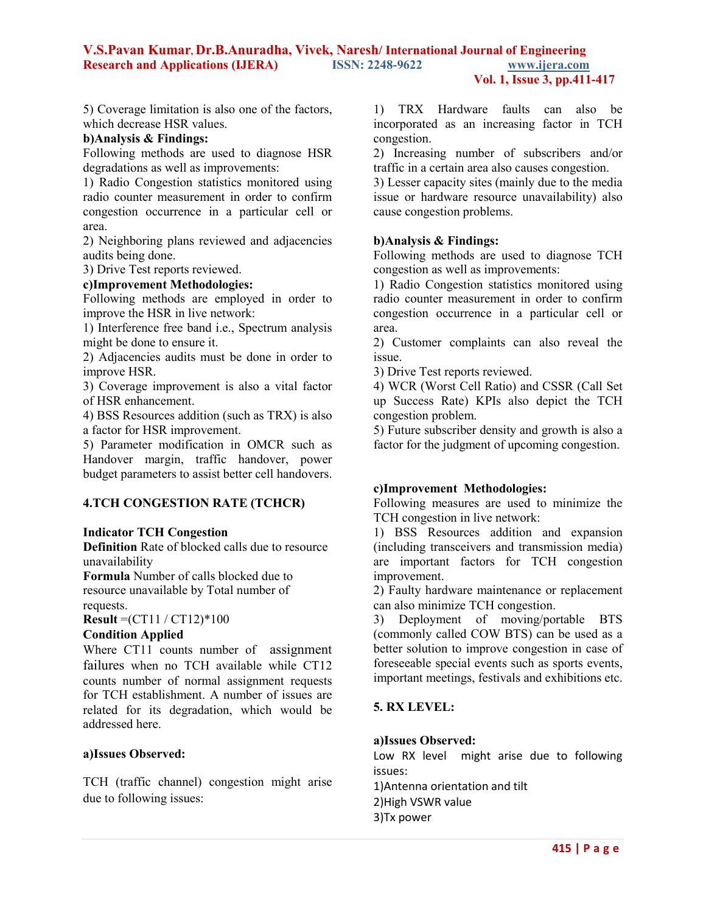5) Coverage limitation is also one of the factors, which decrease HSR values.

**b)Analysis & Findings:**

Following methods are used to diagnose HSR degradations as well as improvements:

1) Radio Congestion statistics monitored using radio counter measurement in order to confirm congestion occurrence in a particular cell or area.
2) Neighboring plans reviewed and adjacencies audits being done.
3) Drive Test reports reviewed.

**c)Improvement Methodologies:**

Following methods are employed in order to improve the HSR in live network:

1) Interference free band i.e., Spectrum analysis might be done to ensure it.
2) Adjacencies audits must be done in order to improve HSR.
3) Coverage improvement is also a vital factor of HSR enhancement.
4) BSS Resources addition (such as TRX) is also a factor for HSR improvement.
5) Parameter modification in OMCR such as Handover margin, traffic handover, power budget parameters to assist better cell handovers.

## 4.TCH CONGESTION RATE (TCHCR)

**Indicator TCH Congestion**

**Definition** Rate of blocked calls due to resource unavailability

**Formula** Number of calls blocked due to resource unavailable by Total number of requests.

**Result** =(CT11 / CT12)*100

**Condition Applied**

Where CT11 counts number of assignment failures when no TCH available while CT12 counts number of normal assignment requests for TCH establishment. A number of issues are related for its degradation, which would be addressed here.

**a)Issues Observed:**

TCH (traffic channel) congestion might arise due to following issues:

1) TRX Hardware faults can also be incorporated as an increasing factor in TCH congestion.
2) Increasing number of subscribers and/or traffic in a certain area also causes congestion.
3) Lesser capacity sites (mainly due to the media issue or hardware resource unavailability) also cause congestion problems.

**b)Analysis & Findings:**

Following methods are used to diagnose TCH congestion as well as improvements:

1) Radio Congestion statistics monitored using radio counter measurement in order to confirm congestion occurrence in a particular cell or area.
2) Customer complaints can also reveal the issue.
3) Drive Test reports reviewed.
4) WCR (Worst Cell Ratio) and CSSR (Call Set up Success Rate) KPIs also depict the TCH congestion problem.
5) Future subscriber density and growth is also a factor for the judgment of upcoming congestion.

**c)Improvement Methodologies:**

Following measures are used to minimize the TCH congestion in live network:

1) BSS Resources addition and expansion (including transceivers and transmission media) are important factors for TCH congestion improvement.
2) Faulty hardware maintenance or replacement can also minimize TCH congestion.
3) Deployment of moving/portable BTS (commonly called COW BTS) can be used as a better solution to improve congestion in case of foreseeable special events such as sports events, important meetings, festivals and exhibitions etc.

## 5. RX LEVEL:

**a)Issues Observed:**

Low RX level might arise due to following issues:

1)Antenna orientation and tilt
2)High VSWR value
3)Tx power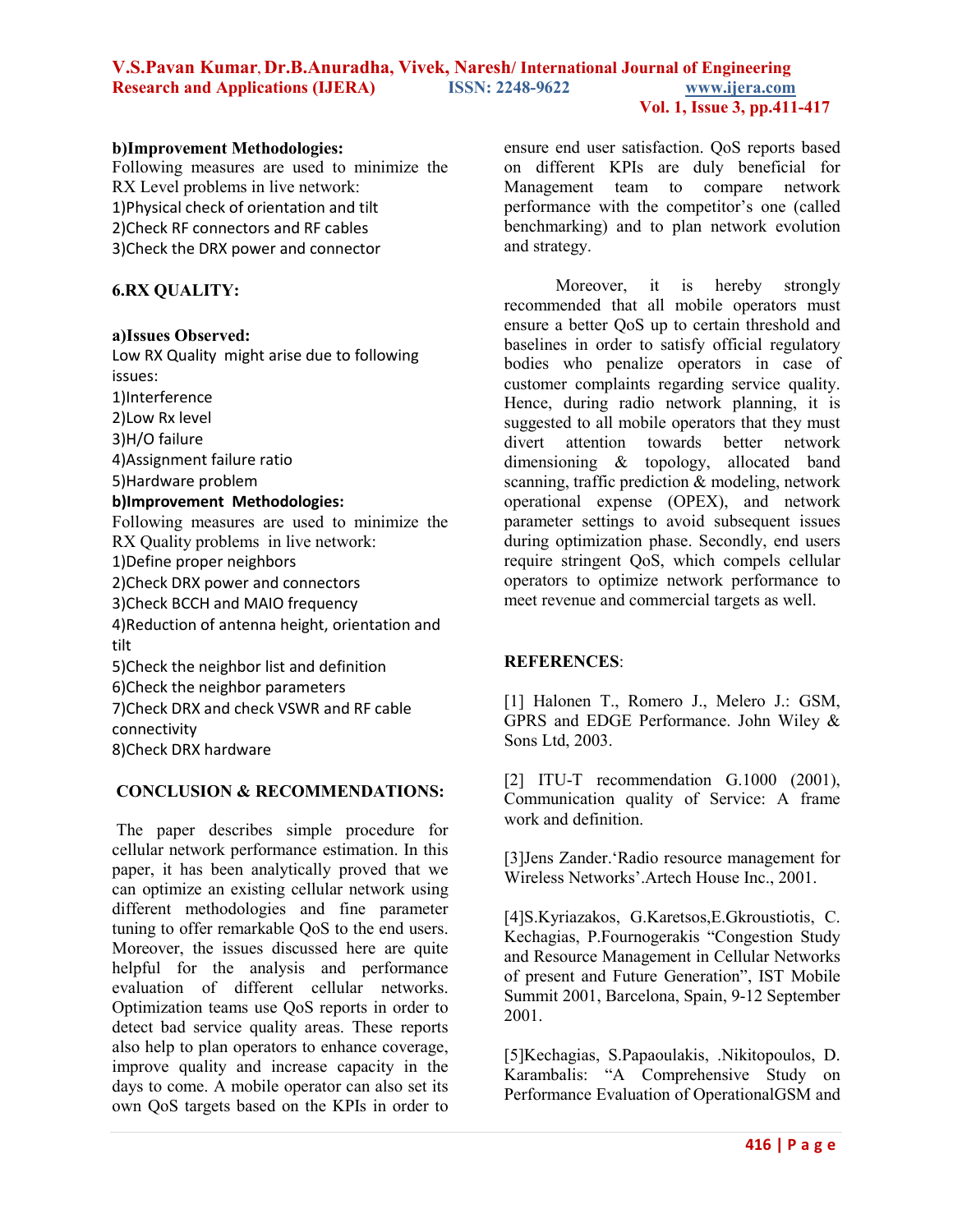**b)Improvement Methodologies:**

Following measures are used to minimize the RX Level problems in live network:

1)Physical check of orientation and tilt
2)Check RF connectors and RF cables
3)Check the DRX power and connector

### 6.RX QUALITY:

**a)Issues Observed:**

Low RX Quality might arise due to following issues:

1)Interference
2)Low Rx level
3)H/O failure
4)Assignment failure ratio
5)Hardware problem

**b)Improvement Methodologies:**

Following measures are used to minimize the RX Quality problems in live network:

1)Define proper neighbors
2)Check DRX power and connectors
3)Check BCCH and MAIO frequency
4)Reduction of antenna height, orientation and tilt
5)Check the neighbor list and definition
6)Check the neighbor parameters
7)Check DRX and check VSWR and RF cable connectivity
8)Check DRX hardware

## CONCLUSION & RECOMMENDATIONS:

The paper describes simple procedure for cellular network performance estimation. In this paper, it has been analytically proved that we can optimize an existing cellular network using different methodologies and fine parameter tuning to offer remarkable QoS to the end users. Moreover, the issues discussed here are quite helpful for the analysis and performance evaluation of different cellular networks. Optimization teams use QoS reports in order to detect bad service quality areas. These reports also help to plan operators to enhance coverage, improve quality and increase capacity in the days to come. A mobile operator can also set its own QoS targets based on the KPIs in order to ensure end user satisfaction. QoS reports based on different KPIs are duly beneficial for Management team to compare network performance with the competitor's one (called benchmarking) and to plan network evolution and strategy.

Moreover, it is hereby strongly recommended that all mobile operators must ensure a better QoS up to certain threshold and baselines in order to satisfy official regulatory bodies who penalize operators in case of customer complaints regarding service quality. Hence, during radio network planning, it is suggested to all mobile operators that they must divert attention towards better network dimensioning & topology, allocated band scanning, traffic prediction & modeling, network operational expense (OPEX), and network parameter settings to avoid subsequent issues during optimization phase. Secondly, end users require stringent QoS, which compels cellular operators to optimize network performance to meet revenue and commercial targets as well.

## REFERENCES:

[1] Halonen T., Romero J., Melero J.: GSM, GPRS and EDGE Performance. John Wiley & Sons Ltd, 2003.

[2] ITU-T recommendation G.1000 (2001), Communication quality of Service: A frame work and definition.

[3]Jens Zander.'Radio resource management for Wireless Networks'.Artech House Inc., 2001.

[4]S.Kyriazakos, G.Karetsos,E.Gkroustiotis, C. Kechagias, P.Fournogerakis "Congestion Study and Resource Management in Cellular Networks of present and Future Generation", IST Mobile Summit 2001, Barcelona, Spain, 9-12 September 2001.

[5]Kechagias, S.Papaoulakis, .Nikitopoulos, D. Karambalis: "A Comprehensive Study on Performance Evaluation of OperationalGSM and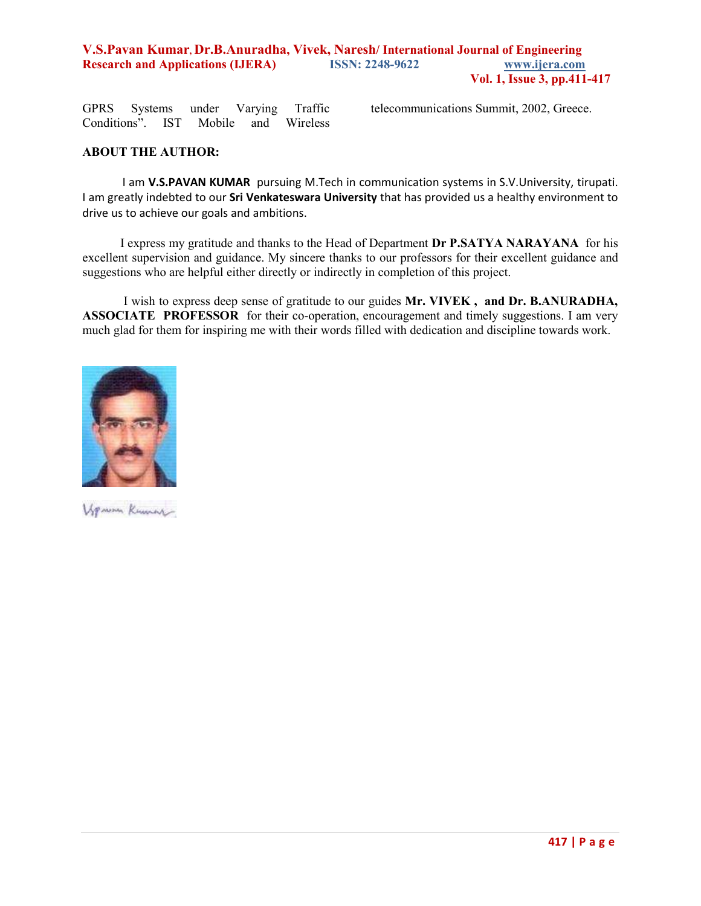GPRS Systems under Varying Traffic Conditions". IST Mobile and Wireless telecommunications Summit, 2002, Greece.

**ABOUT THE AUTHOR:**

I am **V.S.PAVAN KUMAR** pursuing M.Tech in communication systems in S.V.University, tirupati. I am greatly indebted to our **Sri Venkateswara University** that has provided us a healthy environment to drive us to achieve our goals and ambitions.

I express my gratitude and thanks to the Head of Department **Dr P.SATYA NARAYANA** for his excellent supervision and guidance. My sincere thanks to our professors for their excellent guidance and suggestions who are helpful either directly or indirectly in completion of this project.

I wish to express deep sense of gratitude to our guides **Mr. VIVEK , and Dr. B.ANURADHA, ASSOCIATE PROFESSOR** for their co-operation, encouragement and timely suggestions. I am very much glad for them for inspiring me with their words filled with dedication and discipline towards work.